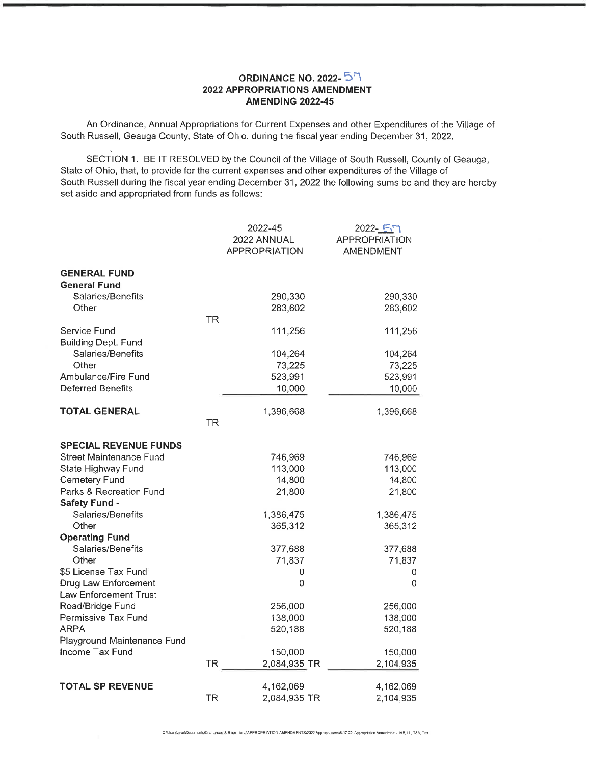**ORDINANCE NO. 2022- 57**
**2022 APPROPRIATIONS AMENDMENT**
**AMENDING 2022-45**

An Ordinance, Annual Appropriations for Current Expenses and other Expenditures of the Village of South Russell, Geauga County, State of Ohio, during the fiscal year ending December 31, 2022.

SECTION 1. BE IT RESOLVED by the Council of the Village of South Russell, County of Geauga, State of Ohio, that, to provide for the current expenses and other expenditures of the Village of South Russell during the fiscal year ending December 31, 2022 the following sums be and they are hereby set aside and appropriated from funds as follows:

| | | 2022-45 2022 ANNUAL APPROPRIATION | 2022-57 APPROPRIATION AMENDMENT |
|---|---|---|---|
| **GENERAL FUND** | | | |
| **General Fund** | | | |
| Salaries/Benefits | | 290,330 | 290,330 |
| Other | | 283,602 | 283,602 |
| | TR | | |
| Service Fund | | 111,256 | 111,256 |
| Building Dept. Fund | | | |
| Salaries/Benefits | | 104,264 | 104,264 |
| Other | | 73,225 | 73,225 |
| Ambulance/Fire Fund | | 523,991 | 523,991 |
| Deferred Benefits | | 10,000 | 10,000 |
| **TOTAL GENERAL** | | 1,396,668 | 1,396,668 |
| | TR | | |
| **SPECIAL REVENUE FUNDS** | | | |
| Street Maintenance Fund | | 746,969 | 746,969 |
| State Highway Fund | | 113,000 | 113,000 |
| Cemetery Fund | | 14,800 | 14,800 |
| Parks & Recreation Fund | | 21,800 | 21,800 |
| **Safety Fund -** | | | |
| Salaries/Benefits | | 1,386,475 | 1,386,475 |
| Other | | 365,312 | 365,312 |
| **Operating Fund** | | | |
| Salaries/Benefits | | 377,688 | 377,688 |
| Other | | 71,837 | 71,837 |
| $5 License Tax Fund | | 0 | 0 |
| Drug Law Enforcement | | 0 | 0 |
| Law Enforcement Trust | | | |
| Road/Bridge Fund | | 256,000 | 256,000 |
| Permissive Tax Fund | | 138,000 | 138,000 |
| ARPA | | 520,188 | 520,188 |
| Playground Maintenance Fund | | | |
| Income Tax Fund | | 150,000 | 150,000 |
| | TR | 2,084,935 TR | 2,104,935 |
| **TOTAL SP REVENUE** | | 4,162,069 | 4,162,069 |
| | TR | 2,084,935 TR | 2,104,935 |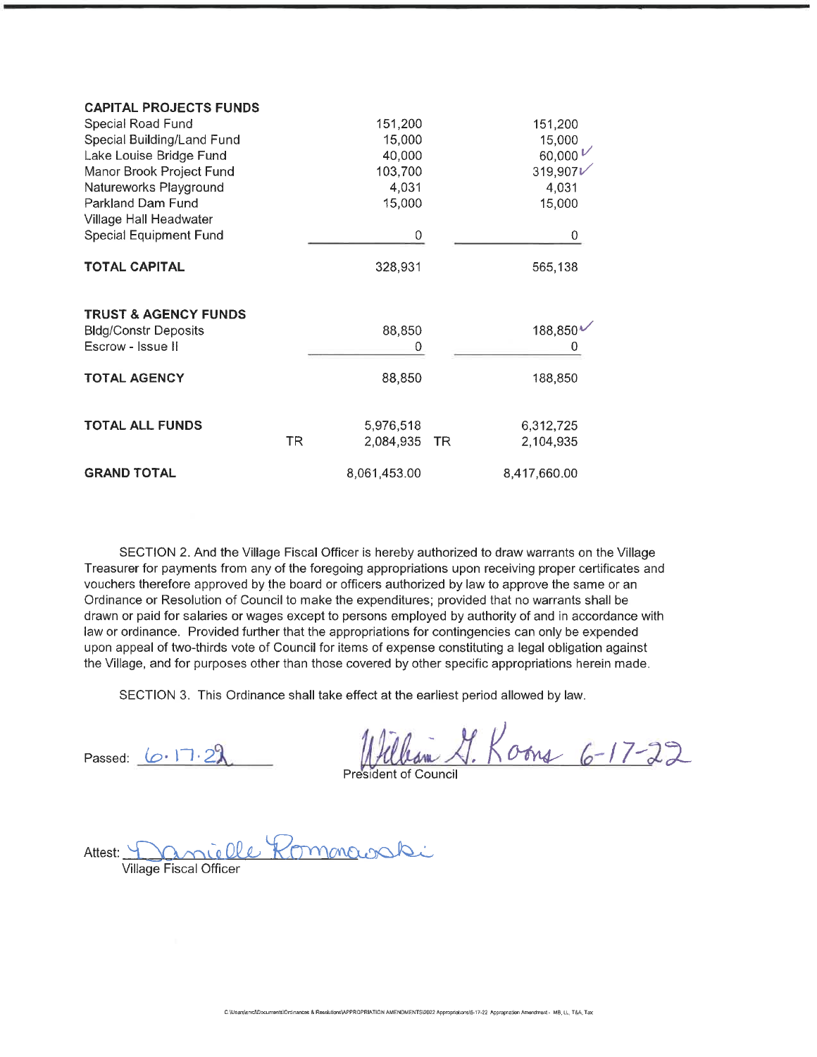| | | | | |
|---|---|---|---|---|
| **CAPITAL PROJECTS FUNDS** | | | | |
| Special Road Fund | | 151,200 | | 151,200 |
| Special Building/Land Fund | | 15,000 | | 15,000 |
| Lake Louise Bridge Fund | | 40,000 | | 60,000 |
| Manor Brook Project Fund | | 103,700 | | 319,907 |
| Natureworks Playground | | 4,031 | | 4,031 |
| Parkland Dam Fund | | 15,000 | | 15,000 |
| Village Hall Headwater | | | | |
| Special Equipment Fund | | 0 | | 0 |
| **TOTAL CAPITAL** | | 328,931 | | 565,138 |
| | | | | |
| **TRUST & AGENCY FUNDS** | | | | |
| Bldg/Constr Deposits | | 88,850 | | 188,850 |
| Escrow - Issue II | | 0 | | 0 |
| **TOTAL AGENCY** | | 88,850 | | 188,850 |
| | | | | |
| **TOTAL ALL FUNDS** | | 5,976,518 | | 6,312,725 |
| | TR | 2,084,935 | TR | 2,104,935 |
| **GRAND TOTAL** | | 8,061,453.00 | | 8,417,660.00 |

SECTION 2. And the Village Fiscal Officer is hereby authorized to draw warrants on the Village Treasurer for payments from any of the foregoing appropriations upon receiving proper certificates and vouchers therefore approved by the board or officers authorized by law to approve the same or an Ordinance or Resolution of Council to make the expenditures; provided that no warrants shall be drawn or paid for salaries or wages except to persons employed by authority of and in accordance with law or ordinance. Provided further that the appropriations for contingencies can only be expended upon appeal of two-thirds vote of Council for items of expense constituting a legal obligation against the Village, and for purposes other than those covered by other specific appropriations herein made.

SECTION 3. This Ordinance shall take effect at the earliest period allowed by law.

Passed: 6.17.22

William G. Koons 6-17-22
President of Council

Attest: Danielle Romanoski
Village Fiscal Officer

C:\Users\ancl\Documents\Ordinances & Resolutions\APPROPRIATION AMENDMENTS\2022 Appropriations\6-17-22 Appropriation Amendment - MB, LL, T&A, Tax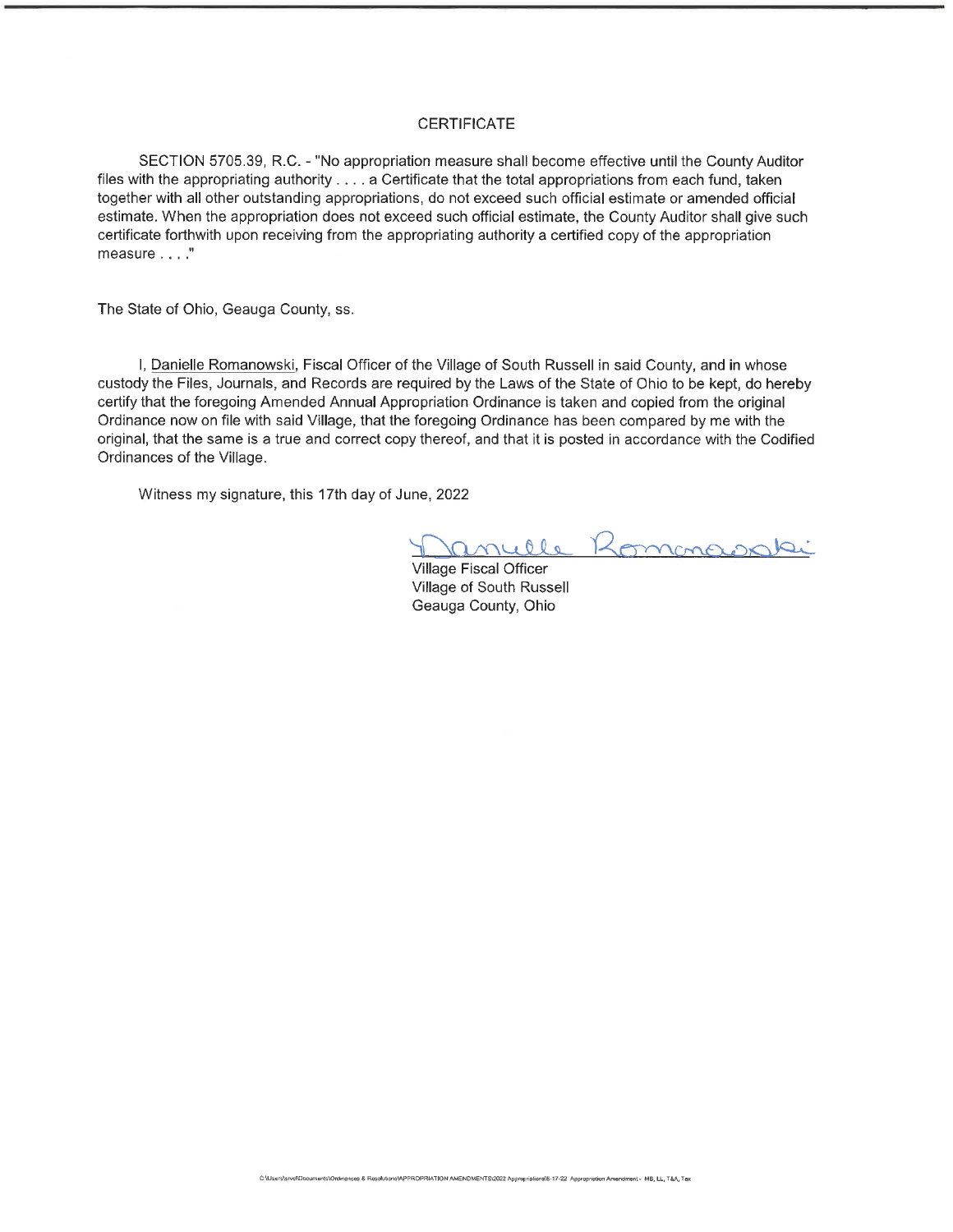# CERTIFICATE

SECTION 5705.39, R.C. - "No appropriation measure shall become effective until the County Auditor files with the appropriating authority . . . . a Certificate that the total appropriations from each fund, taken together with all other outstanding appropriations, do not exceed such official estimate or amended official estimate. When the appropriation does not exceed such official estimate, the County Auditor shall give such certificate forthwith upon receiving from the appropriating authority a certified copy of the appropriation measure . . . ."

The State of Ohio, Geauga County, ss.

I, Danielle Romanowski, Fiscal Officer of the Village of South Russell in said County, and in whose custody the Files, Journals, and Records are required by the Laws of the State of Ohio to be kept, do hereby certify that the foregoing Amended Annual Appropriation Ordinance is taken and copied from the original Ordinance now on file with said Village, that the foregoing Ordinance has been compared by me with the original, that the same is a true and correct copy thereof, and that it is posted in accordance with the Codified Ordinances of the Village.

Witness my signature, this 17th day of June, 2022

Danielle Romanowski

Village Fiscal Officer
Village of South Russell
Geauga County, Ohio

C:\Users\srvcf\Documents\Ordinances & Resolutions\APPROPRIATION AMENDMENTS\2022 Appropriations\6-17-22 Appropriation Amendment - MB, LL, T&A, Tax